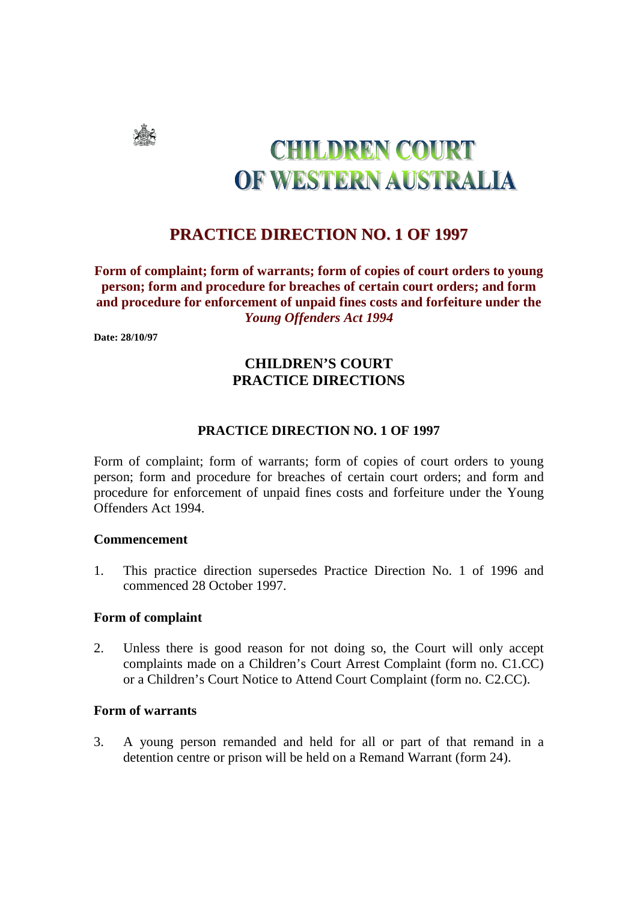# CHILDREN COURT OF WESTERN AUSTRALIA

## PRACTICE DIRECTION NO. 1 OF 1997

**Form of complaint; form of warrants; form of copies of court orders to young person; form and procedure for breaches of certain court orders; and form and procedure for enforcement of unpaid fines costs and forfeiture under the *Young Offenders Act 1994***

**Date: 28/10/97**

## CHILDREN'S COURT PRACTICE DIRECTIONS

### PRACTICE DIRECTION NO. 1 OF 1997

Form of complaint; form of warrants; form of copies of court orders to young person; form and procedure for breaches of certain court orders; and form and procedure for enforcement of unpaid fines costs and forfeiture under the Young Offenders Act 1994.

#### Commencement

1. This practice direction supersedes Practice Direction No. 1 of 1996 and commenced 28 October 1997.

#### Form of complaint

2. Unless there is good reason for not doing so, the Court will only accept complaints made on a Children's Court Arrest Complaint (form no. C1.CC) or a Children's Court Notice to Attend Court Complaint (form no. C2.CC).

#### Form of warrants

3. A young person remanded and held for all or part of that remand in a detention centre or prison will be held on a Remand Warrant (form 24).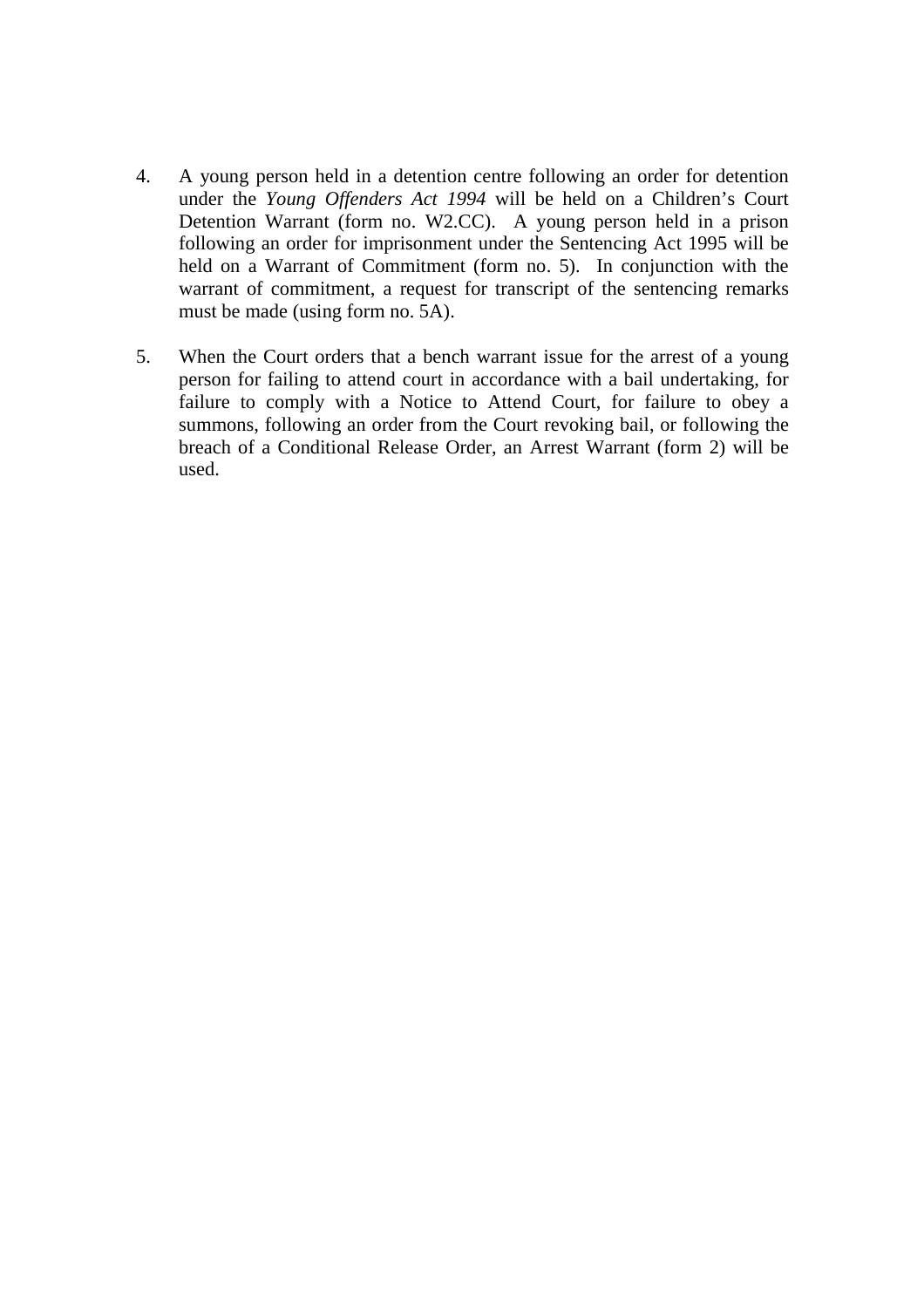4. A young person held in a detention centre following an order for detention under the *Young Offenders Act 1994* will be held on a Children's Court Detention Warrant (form no. W2.CC). A young person held in a prison following an order for imprisonment under the Sentencing Act 1995 will be held on a Warrant of Commitment (form no. 5). In conjunction with the warrant of commitment, a request for transcript of the sentencing remarks must be made (using form no. 5A).

5. When the Court orders that a bench warrant issue for the arrest of a young person for failing to attend court in accordance with a bail undertaking, for failure to comply with a Notice to Attend Court, for failure to obey a summons, following an order from the Court revoking bail, or following the breach of a Conditional Release Order, an Arrest Warrant (form 2) will be used.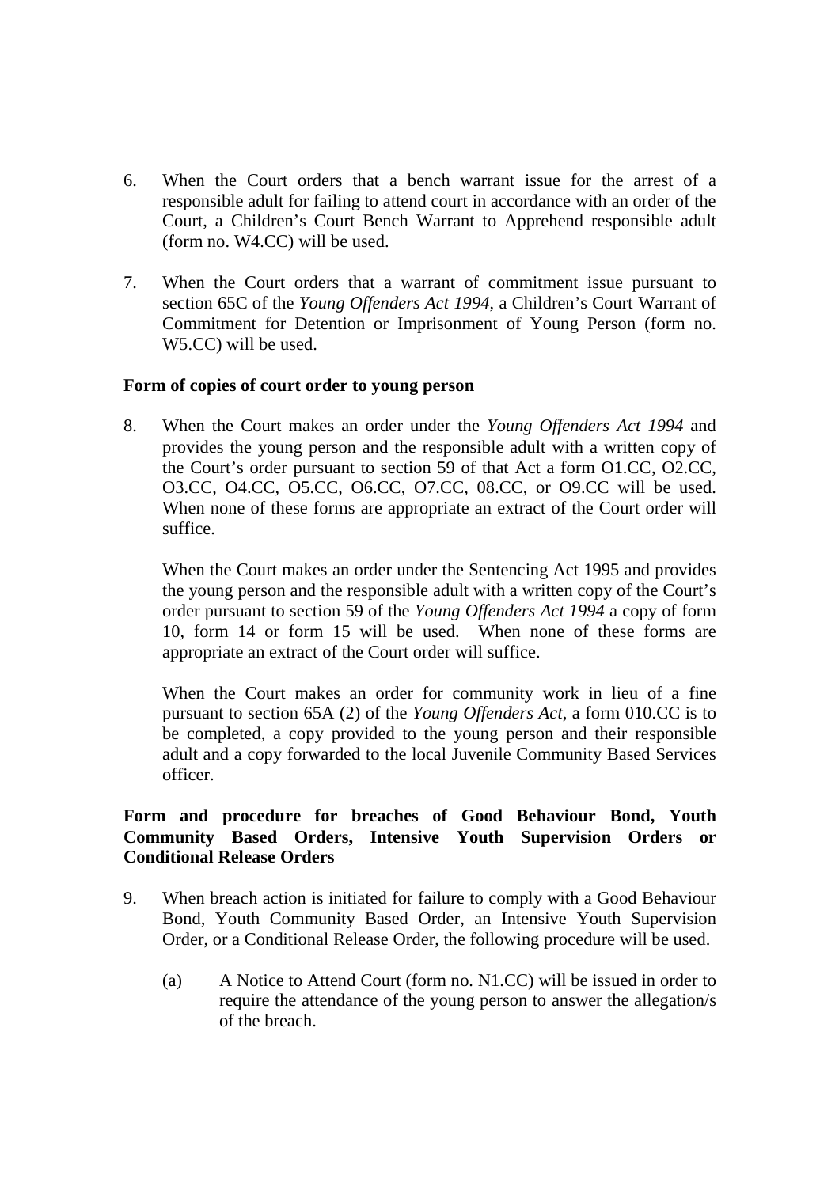6. When the Court orders that a bench warrant issue for the arrest of a responsible adult for failing to attend court in accordance with an order of the Court, a Children's Court Bench Warrant to Apprehend responsible adult (form no. W4.CC) will be used.

7. When the Court orders that a warrant of commitment issue pursuant to section 65C of the *Young Offenders Act 1994*, a Children's Court Warrant of Commitment for Detention or Imprisonment of Young Person (form no. W5.CC) will be used.

**Form of copies of court order to young person**

8. When the Court makes an order under the *Young Offenders Act 1994* and provides the young person and the responsible adult with a written copy of the Court's order pursuant to section 59 of that Act a form O1.CC, O2.CC, O3.CC, O4.CC, O5.CC, O6.CC, O7.CC, 08.CC, or O9.CC will be used. When none of these forms are appropriate an extract of the Court order will suffice.

   When the Court makes an order under the Sentencing Act 1995 and provides the young person and the responsible adult with a written copy of the Court's order pursuant to section 59 of the *Young Offenders Act 1994* a copy of form 10, form 14 or form 15 will be used. When none of these forms are appropriate an extract of the Court order will suffice.

   When the Court makes an order for community work in lieu of a fine pursuant to section 65A (2) of the *Young Offenders Act*, a form 010.CC is to be completed, a copy provided to the young person and their responsible adult and a copy forwarded to the local Juvenile Community Based Services officer.

**Form and procedure for breaches of Good Behaviour Bond, Youth Community Based Orders, Intensive Youth Supervision Orders or Conditional Release Orders**

9. When breach action is initiated for failure to comply with a Good Behaviour Bond, Youth Community Based Order, an Intensive Youth Supervision Order, or a Conditional Release Order, the following procedure will be used.

   (a) A Notice to Attend Court (form no. N1.CC) will be issued in order to require the attendance of the young person to answer the allegation/s of the breach.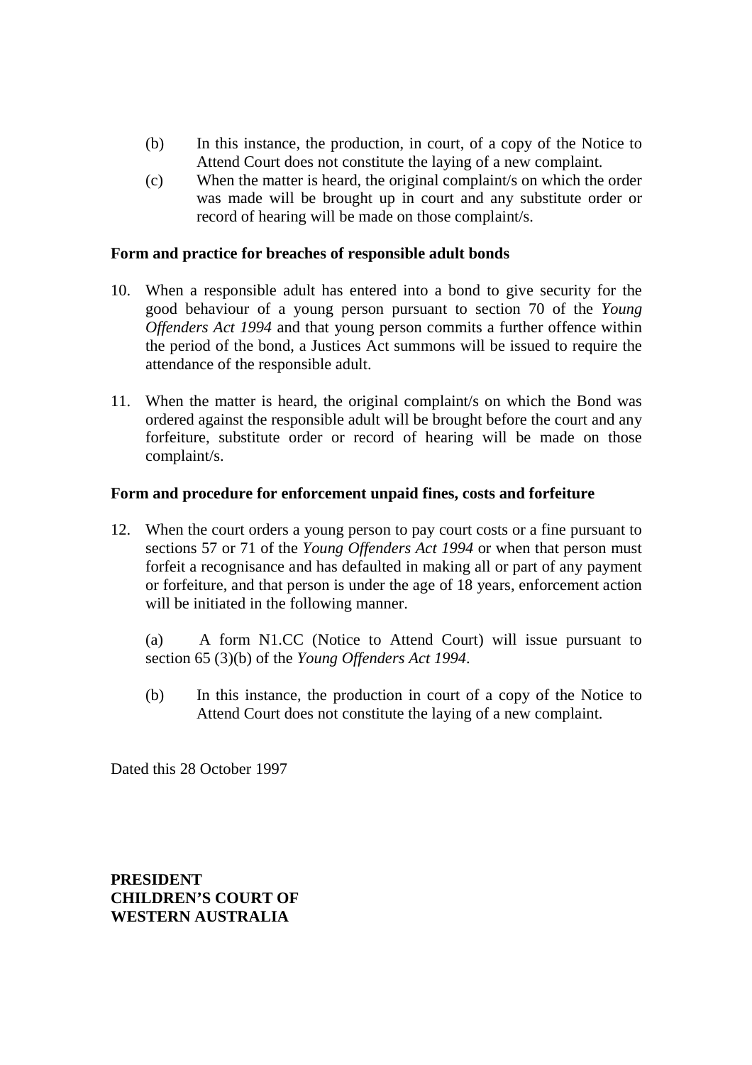(b) In this instance, the production, in court, of a copy of the Notice to Attend Court does not constitute the laying of a new complaint.

(c) When the matter is heard, the original complaint/s on which the order was made will be brought up in court and any substitute order or record of hearing will be made on those complaint/s.

**Form and practice for breaches of responsible adult bonds**

10. When a responsible adult has entered into a bond to give security for the good behaviour of a young person pursuant to section 70 of the *Young Offenders Act 1994* and that young person commits a further offence within the period of the bond, a Justices Act summons will be issued to require the attendance of the responsible adult.

11. When the matter is heard, the original complaint/s on which the Bond was ordered against the responsible adult will be brought before the court and any forfeiture, substitute order or record of hearing will be made on those complaint/s.

**Form and procedure for enforcement unpaid fines, costs and forfeiture**

12. When the court orders a young person to pay court costs or a fine pursuant to sections 57 or 71 of the *Young Offenders Act 1994* or when that person must forfeit a recognisance and has defaulted in making all or part of any payment or forfeiture, and that person is under the age of 18 years, enforcement action will be initiated in the following manner.

    (a) A form N1.CC (Notice to Attend Court) will issue pursuant to section 65 (3)(b) of the *Young Offenders Act 1994*.

    (b) In this instance, the production in court of a copy of the Notice to Attend Court does not constitute the laying of a new complaint.

Dated this 28 October 1997

**PRESIDENT**
**CHILDREN'S COURT OF**
**WESTERN AUSTRALIA**